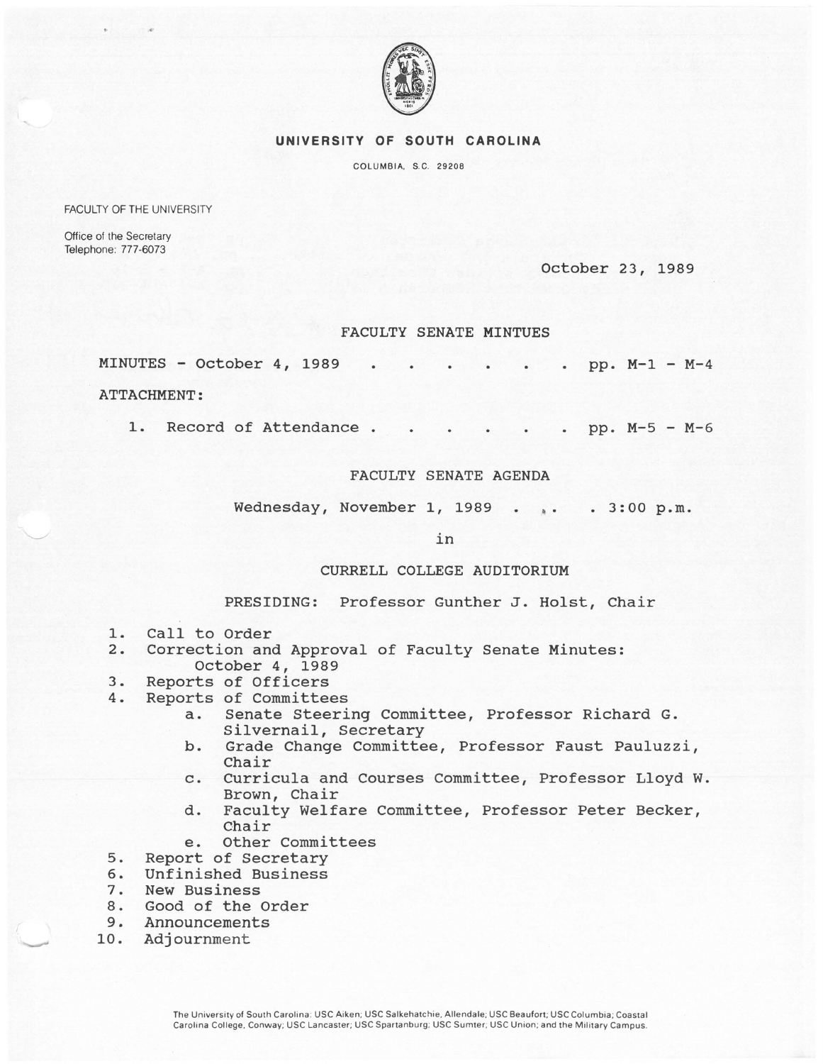# UNIVERSITY OF SOUTH CAROLINA

COLUMBIA, S.C. 29208

FACULTY OF THE UNIVERSITY

Office of the Secretary
Telephone: 777-6073

October 23, 1989

## FACULTY SENATE MINTUES

MINUTES - October 4, 1989 . . . . . . . pp. M-1 - M-4

ATTACHMENT:

1. Record of Attendance . . . . . . . pp. M-5 - M-6

## FACULTY SENATE AGENDA

Wednesday, November 1, 1989 . . . . 3:00 p.m.

in

CURRELL COLLEGE AUDITORIUM

PRESIDING: Professor Gunther J. Holst, Chair

1. Call to Order
2. Correction and Approval of Faculty Senate Minutes: October 4, 1989
3. Reports of Officers
4. Reports of Committees
   a. Senate Steering Committee, Professor Richard G. Silvernail, Secretary
   b. Grade Change Committee, Professor Faust Pauluzzi, Chair
   c. Curricula and Courses Committee, Professor Lloyd W. Brown, Chair
   d. Faculty Welfare Committee, Professor Peter Becker, Chair
   e. Other Committees
5. Report of Secretary
6. Unfinished Business
7. New Business
8. Good of the Order
9. Announcements
10. Adjournment

The University of South Carolina: USC Aiken; USC Salkehatchie, Allendale; USC Beaufort; USC Columbia; Coastal Carolina College, Conway; USC Lancaster; USC Spartanburg; USC Sumter; USC Union; and the Military Campus.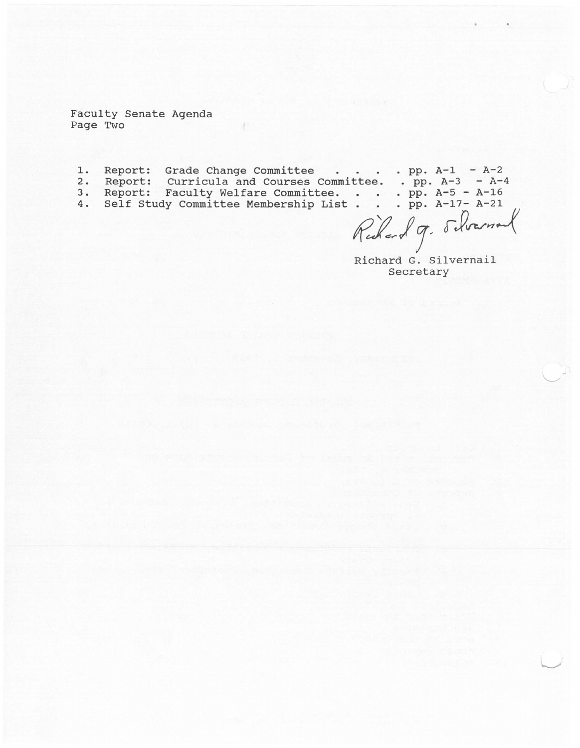Faculty Senate Agenda
Page Two

1. Report: Grade Change Committee . . . . . pp. A-1 - A-2
2. Report: Curricula and Courses Committee. . pp. A-3 - A-4
3. Report: Faculty Welfare Committee. . . . pp. A-5 - A-16
4. Self Study Committee Membership List . . . pp. A-17- A-21

Richard G. Silvernail
Secretary